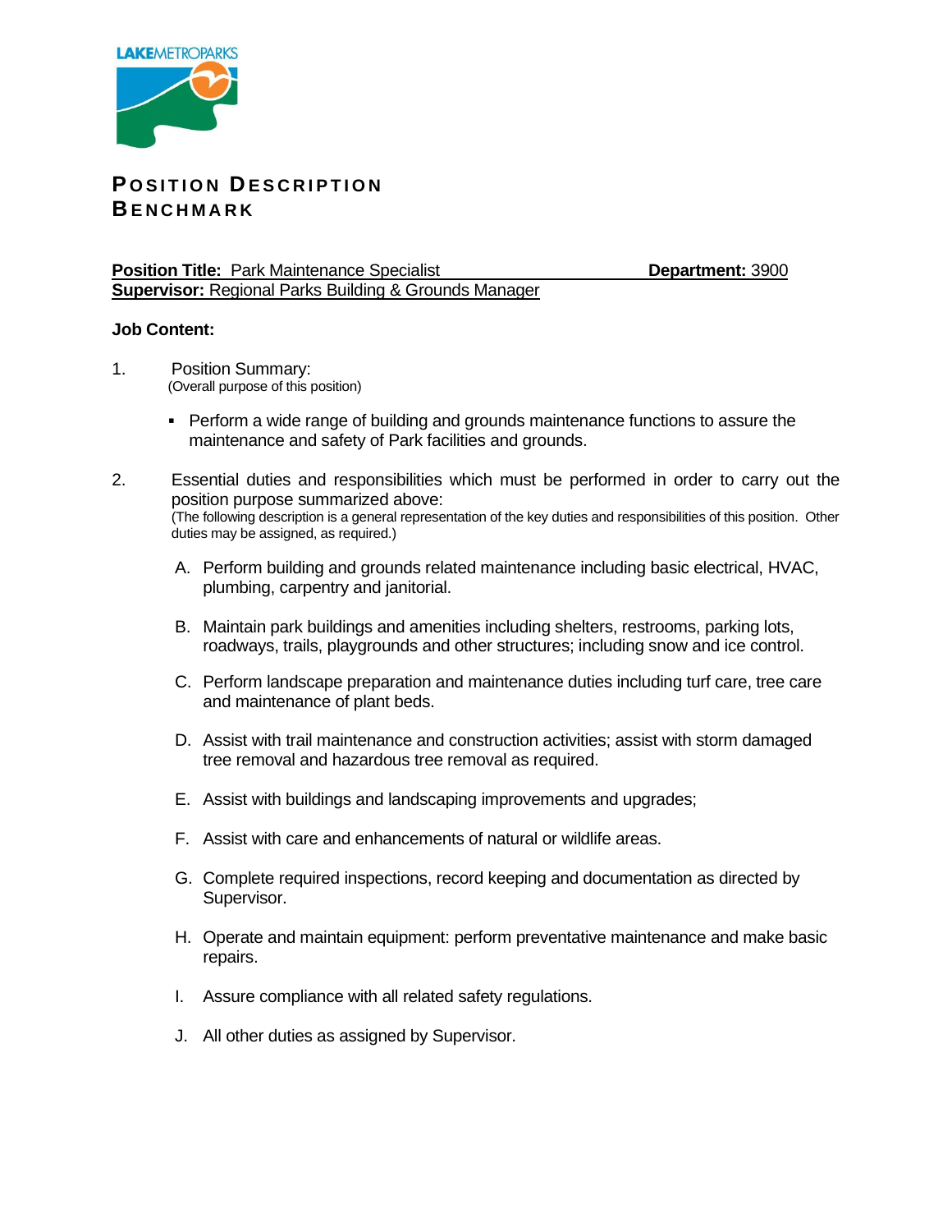LAKEMETROPARKS

# POSITION DESCRIPTION BENCHMARK

**Position Title:** Park Maintenance Specialist **Department:** 3900
**Supervisor:** Regional Parks Building & Grounds Manager

**Job Content:**

1. Position Summary:
   (Overall purpose of this position)

   - Perform a wide range of building and grounds maintenance functions to assure the maintenance and safety of Park facilities and grounds.

2. Essential duties and responsibilities which must be performed in order to carry out the position purpose summarized above:
   (The following description is a general representation of the key duties and responsibilities of this position. Other duties may be assigned, as required.)

   A. Perform building and grounds related maintenance including basic electrical, HVAC, plumbing, carpentry and janitorial.

   B. Maintain park buildings and amenities including shelters, restrooms, parking lots, roadways, trails, playgrounds and other structures; including snow and ice control.

   C. Perform landscape preparation and maintenance duties including turf care, tree care and maintenance of plant beds.

   D. Assist with trail maintenance and construction activities; assist with storm damaged tree removal and hazardous tree removal as required.

   E. Assist with buildings and landscaping improvements and upgrades;

   F. Assist with care and enhancements of natural or wildlife areas.

   G. Complete required inspections, record keeping and documentation as directed by Supervisor.

   H. Operate and maintain equipment: perform preventative maintenance and make basic repairs.

   I. Assure compliance with all related safety regulations.

   J. All other duties as assigned by Supervisor.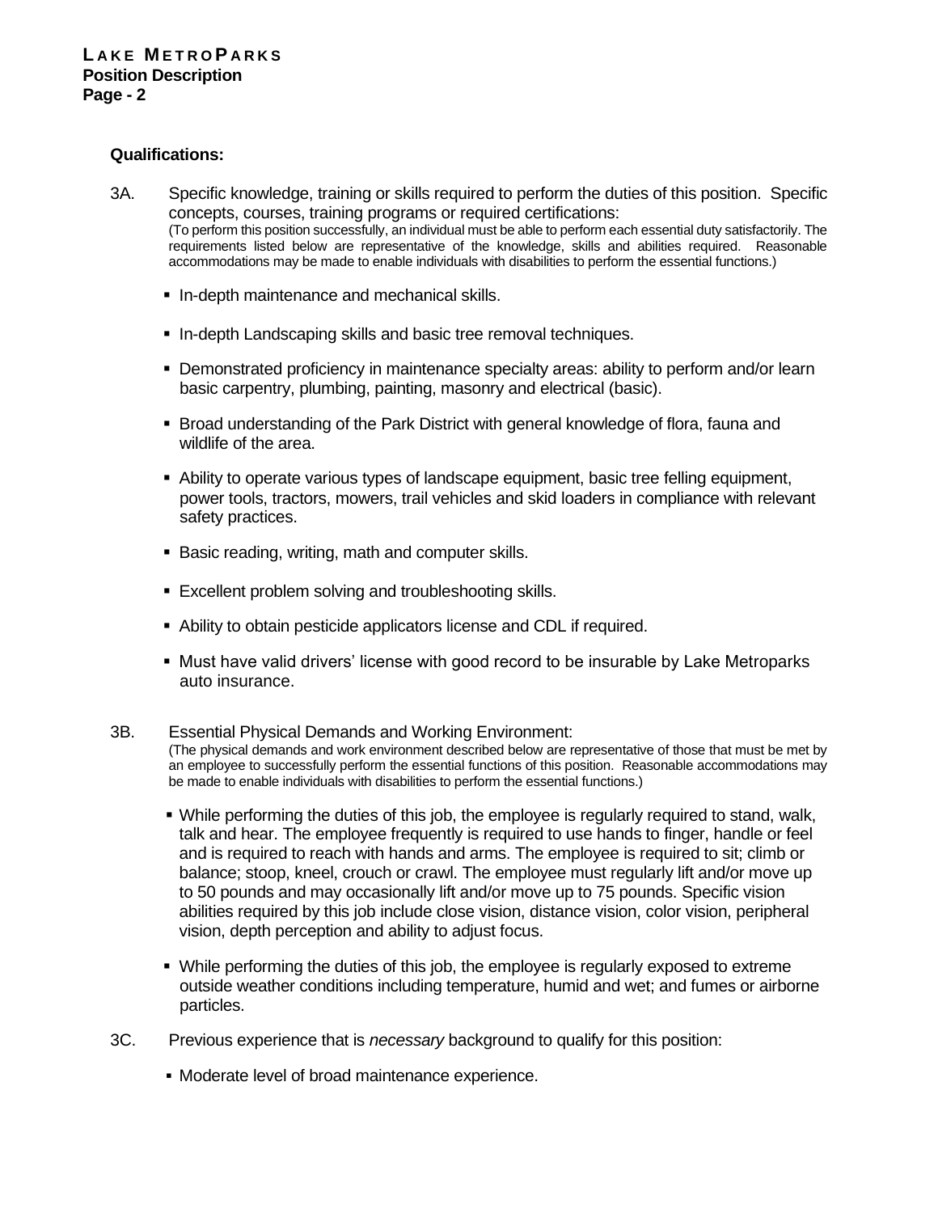**Qualifications:**

3A. Specific knowledge, training or skills required to perform the duties of this position. Specific concepts, courses, training programs or required certifications:
(To perform this position successfully, an individual must be able to perform each essential duty satisfactorily. The requirements listed below are representative of the knowledge, skills and abilities required. Reasonable accommodations may be made to enable individuals with disabilities to perform the essential functions.)

- In-depth maintenance and mechanical skills.
- In-depth Landscaping skills and basic tree removal techniques.
- Demonstrated proficiency in maintenance specialty areas: ability to perform and/or learn basic carpentry, plumbing, painting, masonry and electrical (basic).
- Broad understanding of the Park District with general knowledge of flora, fauna and wildlife of the area.
- Ability to operate various types of landscape equipment, basic tree felling equipment, power tools, tractors, mowers, trail vehicles and skid loaders in compliance with relevant safety practices.
- Basic reading, writing, math and computer skills.
- Excellent problem solving and troubleshooting skills.
- Ability to obtain pesticide applicators license and CDL if required.
- Must have valid drivers' license with good record to be insurable by Lake Metroparks auto insurance.

3B. Essential Physical Demands and Working Environment:
(The physical demands and work environment described below are representative of those that must be met by an employee to successfully perform the essential functions of this position. Reasonable accommodations may be made to enable individuals with disabilities to perform the essential functions.)

- While performing the duties of this job, the employee is regularly required to stand, walk, talk and hear. The employee frequently is required to use hands to finger, handle or feel and is required to reach with hands and arms. The employee is required to sit; climb or balance; stoop, kneel, crouch or crawl. The employee must regularly lift and/or move up to 50 pounds and may occasionally lift and/or move up to 75 pounds. Specific vision abilities required by this job include close vision, distance vision, color vision, peripheral vision, depth perception and ability to adjust focus.
- While performing the duties of this job, the employee is regularly exposed to extreme outside weather conditions including temperature, humid and wet; and fumes or airborne particles.

3C. Previous experience that is *necessary* background to qualify for this position:

- Moderate level of broad maintenance experience.